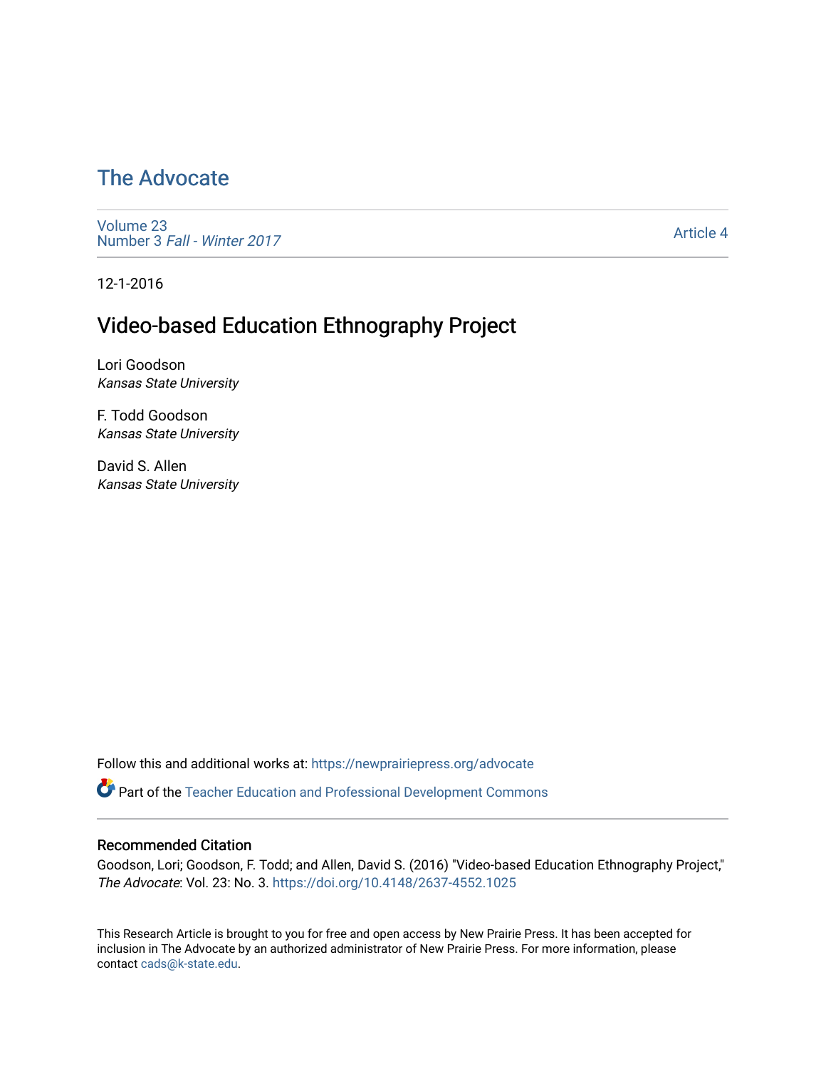# The Advocate

Volume 23
Number 3 *Fall - Winter 2017*

Article 4

12-1-2016

## Video-based Education Ethnography Project

Lori Goodson
*Kansas State University*

F. Todd Goodson
*Kansas State University*

David S. Allen
*Kansas State University*

Follow this and additional works at: https://newprairiepress.org/advocate

Part of the Teacher Education and Professional Development Commons

### Recommended Citation

Goodson, Lori; Goodson, F. Todd; and Allen, David S. (2016) "Video-based Education Ethnography Project," *The Advocate*: Vol. 23: No. 3. https://doi.org/10.4148/2637-4552.1025

This Research Article is brought to you for free and open access by New Prairie Press. It has been accepted for inclusion in The Advocate by an authorized administrator of New Prairie Press. For more information, please contact cads@k-state.edu.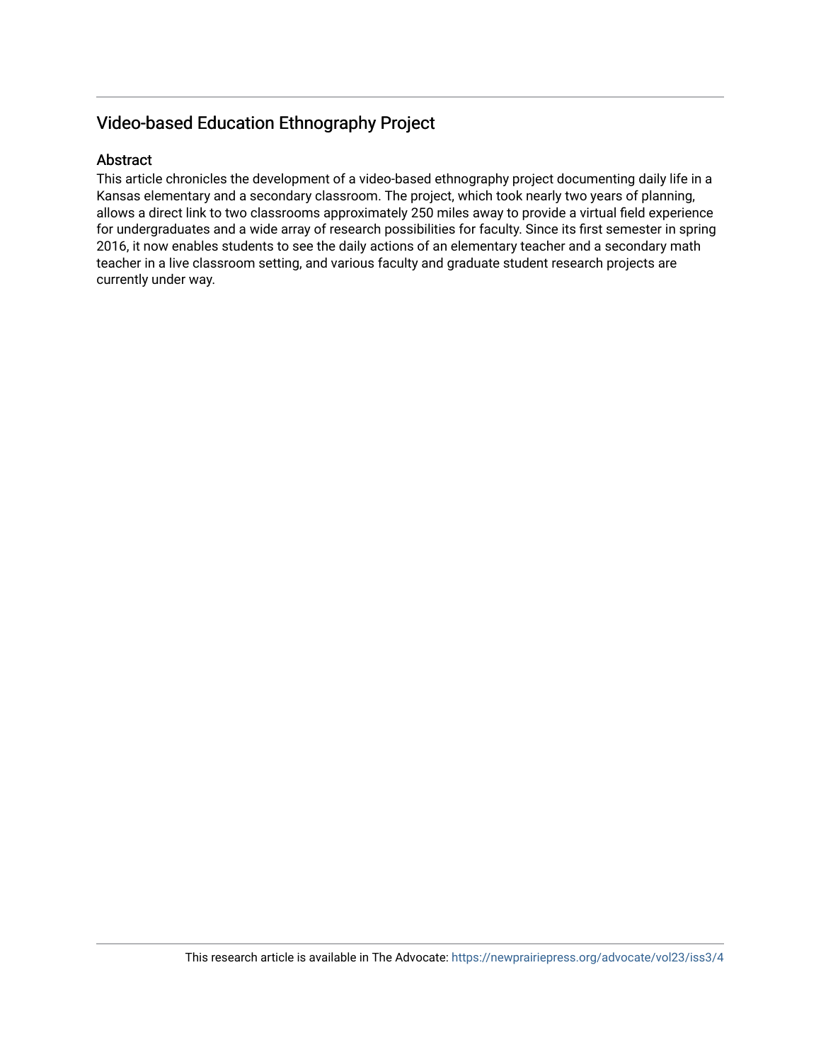## Video-based Education Ethnography Project

### Abstract

This article chronicles the development of a video-based ethnography project documenting daily life in a Kansas elementary and a secondary classroom. The project, which took nearly two years of planning, allows a direct link to two classrooms approximately 250 miles away to provide a virtual field experience for undergraduates and a wide array of research possibilities for faculty. Since its first semester in spring 2016, it now enables students to see the daily actions of an elementary teacher and a secondary math teacher in a live classroom setting, and various faculty and graduate student research projects are currently under way.

This research article is available in The Advocate: https://newprairiepress.org/advocate/vol23/iss3/4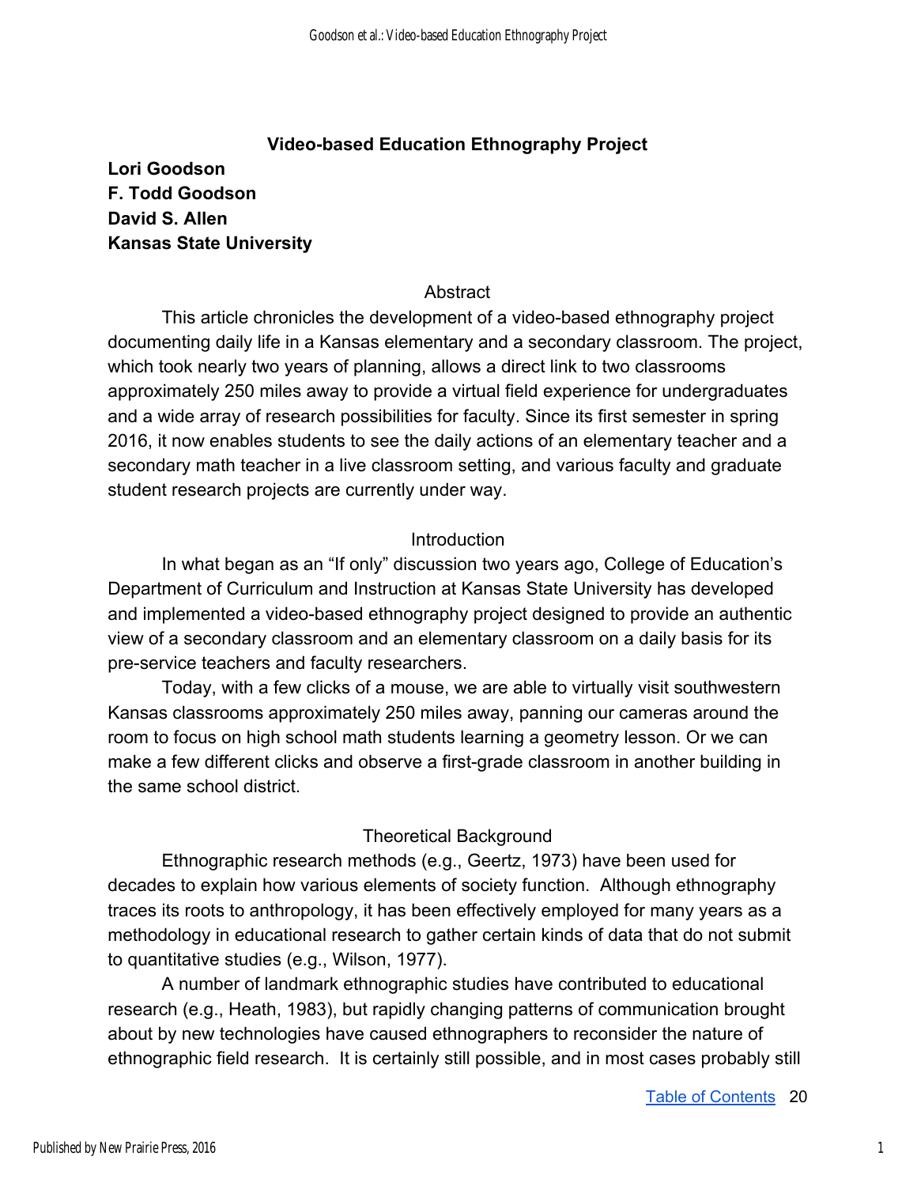# Video-based Education Ethnography Project

**Lori Goodson**
**F. Todd Goodson**
**David S. Allen**
**Kansas State University**

## Abstract

This article chronicles the development of a video-based ethnography project documenting daily life in a Kansas elementary and a secondary classroom. The project, which took nearly two years of planning, allows a direct link to two classrooms approximately 250 miles away to provide a virtual field experience for undergraduates and a wide array of research possibilities for faculty. Since its first semester in spring 2016, it now enables students to see the daily actions of an elementary teacher and a secondary math teacher in a live classroom setting, and various faculty and graduate student research projects are currently under way.

## Introduction

In what began as an "If only" discussion two years ago, College of Education's Department of Curriculum and Instruction at Kansas State University has developed and implemented a video-based ethnography project designed to provide an authentic view of a secondary classroom and an elementary classroom on a daily basis for its pre-service teachers and faculty researchers.

Today, with a few clicks of a mouse, we are able to virtually visit southwestern Kansas classrooms approximately 250 miles away, panning our cameras around the room to focus on high school math students learning a geometry lesson. Or we can make a few different clicks and observe a first-grade classroom in another building in the same school district.

## Theoretical Background

Ethnographic research methods (e.g., Geertz, 1973) have been used for decades to explain how various elements of society function. Although ethnography traces its roots to anthropology, it has been effectively employed for many years as a methodology in educational research to gather certain kinds of data that do not submit to quantitative studies (e.g., Wilson, 1977).

A number of landmark ethnographic studies have contributed to educational research (e.g., Heath, 1983), but rapidly changing patterns of communication brought about by new technologies have caused ethnographers to reconsider the nature of ethnographic field research. It is certainly still possible, and in most cases probably still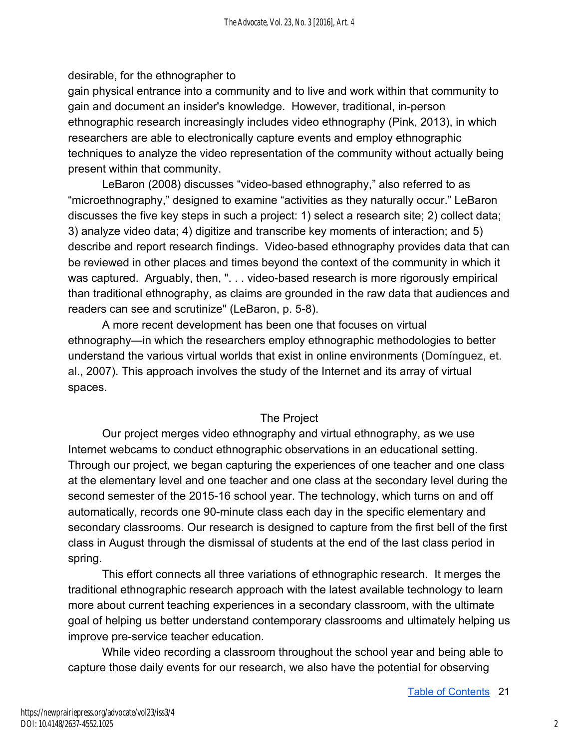desirable, for the ethnographer to
gain physical entrance into a community and to live and work within that community to gain and document an insider's knowledge. However, traditional, in-person ethnographic research increasingly includes video ethnography (Pink, 2013), in which researchers are able to electronically capture events and employ ethnographic techniques to analyze the video representation of the community without actually being present within that community.

LeBaron (2008) discusses "video-based ethnography," also referred to as "microethnography," designed to examine "activities as they naturally occur." LeBaron discusses the five key steps in such a project: 1) select a research site; 2) collect data; 3) analyze video data; 4) digitize and transcribe key moments of interaction; and 5) describe and report research findings. Video-based ethnography provides data that can be reviewed in other places and times beyond the context of the community in which it was captured. Arguably, then, ". . . video-based research is more rigorously empirical than traditional ethnography, as claims are grounded in the raw data that audiences and readers can see and scrutinize" (LeBaron, p. 5-8).

A more recent development has been one that focuses on virtual ethnography—in which the researchers employ ethnographic methodologies to better understand the various virtual worlds that exist in online environments (Domínguez, et. al., 2007). This approach involves the study of the Internet and its array of virtual spaces.

## The Project

Our project merges video ethnography and virtual ethnography, as we use Internet webcams to conduct ethnographic observations in an educational setting. Through our project, we began capturing the experiences of one teacher and one class at the elementary level and one teacher and one class at the secondary level during the second semester of the 2015-16 school year. The technology, which turns on and off automatically, records one 90-minute class each day in the specific elementary and secondary classrooms. Our research is designed to capture from the first bell of the first class in August through the dismissal of students at the end of the last class period in spring.

This effort connects all three variations of ethnographic research. It merges the traditional ethnographic research approach with the latest available technology to learn more about current teaching experiences in a secondary classroom, with the ultimate goal of helping us better understand contemporary classrooms and ultimately helping us improve pre-service teacher education.

While video recording a classroom throughout the school year and being able to capture those daily events for our research, we also have the potential for observing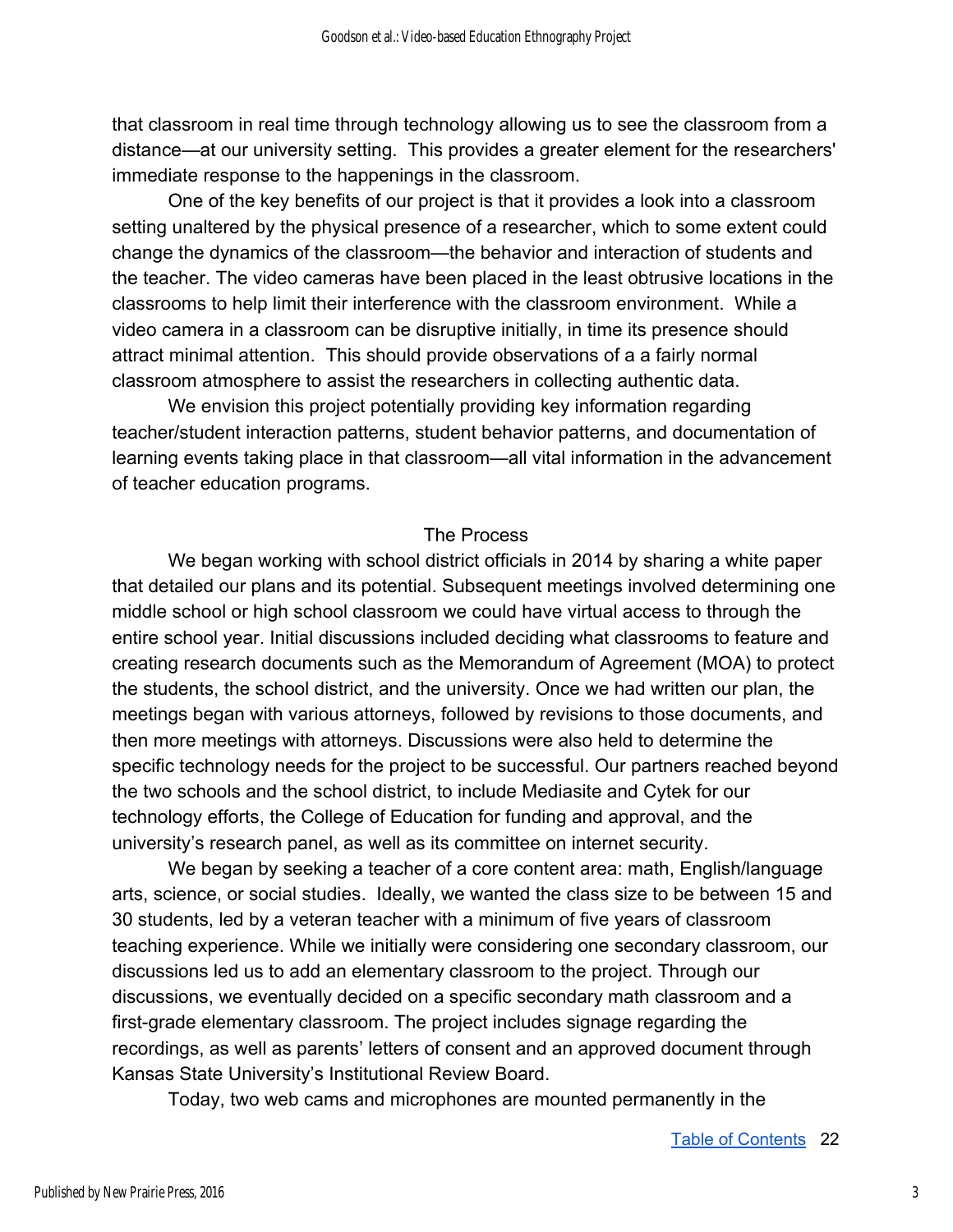that classroom in real time through technology allowing us to see the classroom from a distance—at our university setting. This provides a greater element for the researchers' immediate response to the happenings in the classroom.

One of the key benefits of our project is that it provides a look into a classroom setting unaltered by the physical presence of a researcher, which to some extent could change the dynamics of the classroom—the behavior and interaction of students and the teacher. The video cameras have been placed in the least obtrusive locations in the classrooms to help limit their interference with the classroom environment. While a video camera in a classroom can be disruptive initially, in time its presence should attract minimal attention. This should provide observations of a a fairly normal classroom atmosphere to assist the researchers in collecting authentic data.

We envision this project potentially providing key information regarding teacher/student interaction patterns, student behavior patterns, and documentation of learning events taking place in that classroom—all vital information in the advancement of teacher education programs.

## The Process

We began working with school district officials in 2014 by sharing a white paper that detailed our plans and its potential. Subsequent meetings involved determining one middle school or high school classroom we could have virtual access to through the entire school year. Initial discussions included deciding what classrooms to feature and creating research documents such as the Memorandum of Agreement (MOA) to protect the students, the school district, and the university. Once we had written our plan, the meetings began with various attorneys, followed by revisions to those documents, and then more meetings with attorneys. Discussions were also held to determine the specific technology needs for the project to be successful. Our partners reached beyond the two schools and the school district, to include Mediasite and Cytek for our technology efforts, the College of Education for funding and approval, and the university's research panel, as well as its committee on internet security.

We began by seeking a teacher of a core content area: math, English/language arts, science, or social studies. Ideally, we wanted the class size to be between 15 and 30 students, led by a veteran teacher with a minimum of five years of classroom teaching experience. While we initially were considering one secondary classroom, our discussions led us to add an elementary classroom to the project. Through our discussions, we eventually decided on a specific secondary math classroom and a first-grade elementary classroom. The project includes signage regarding the recordings, as well as parents' letters of consent and an approved document through Kansas State University's Institutional Review Board.

Today, two web cams and microphones are mounted permanently in the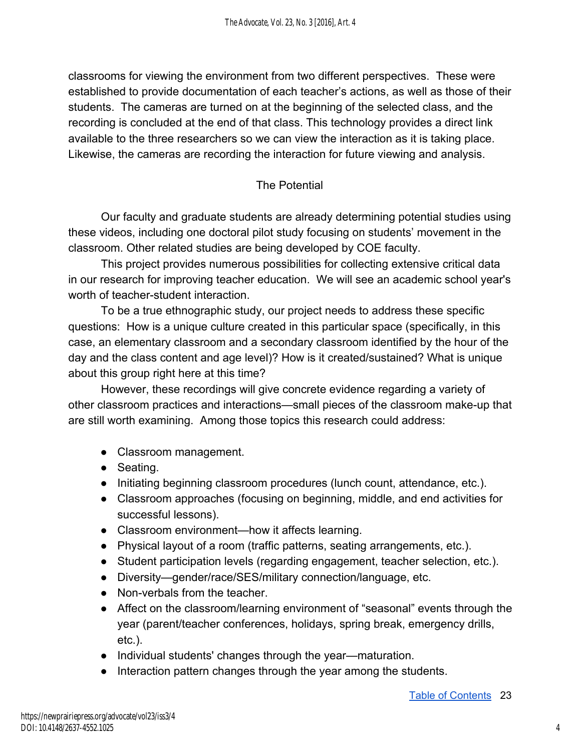classrooms for viewing the environment from two different perspectives. These were established to provide documentation of each teacher's actions, as well as those of their students. The cameras are turned on at the beginning of the selected class, and the recording is concluded at the end of that class. This technology provides a direct link available to the three researchers so we can view the interaction as it is taking place. Likewise, the cameras are recording the interaction for future viewing and analysis.

## The Potential

Our faculty and graduate students are already determining potential studies using these videos, including one doctoral pilot study focusing on students' movement in the classroom. Other related studies are being developed by COE faculty.

This project provides numerous possibilities for collecting extensive critical data in our research for improving teacher education. We will see an academic school year's worth of teacher-student interaction.

To be a true ethnographic study, our project needs to address these specific questions: How is a unique culture created in this particular space (specifically, in this case, an elementary classroom and a secondary classroom identified by the hour of the day and the class content and age level)? How is it created/sustained? What is unique about this group right here at this time?

However, these recordings will give concrete evidence regarding a variety of other classroom practices and interactions—small pieces of the classroom make-up that are still worth examining. Among those topics this research could address:

- Classroom management.
- Seating.
- Initiating beginning classroom procedures (lunch count, attendance, etc.).
- Classroom approaches (focusing on beginning, middle, and end activities for successful lessons).
- Classroom environment—how it affects learning.
- Physical layout of a room (traffic patterns, seating arrangements, etc.).
- Student participation levels (regarding engagement, teacher selection, etc.).
- Diversity—gender/race/SES/military connection/language, etc.
- Non-verbals from the teacher.
- Affect on the classroom/learning environment of "seasonal" events through the year (parent/teacher conferences, holidays, spring break, emergency drills, etc.).
- Individual students' changes through the year—maturation.
- Interaction pattern changes through the year among the students.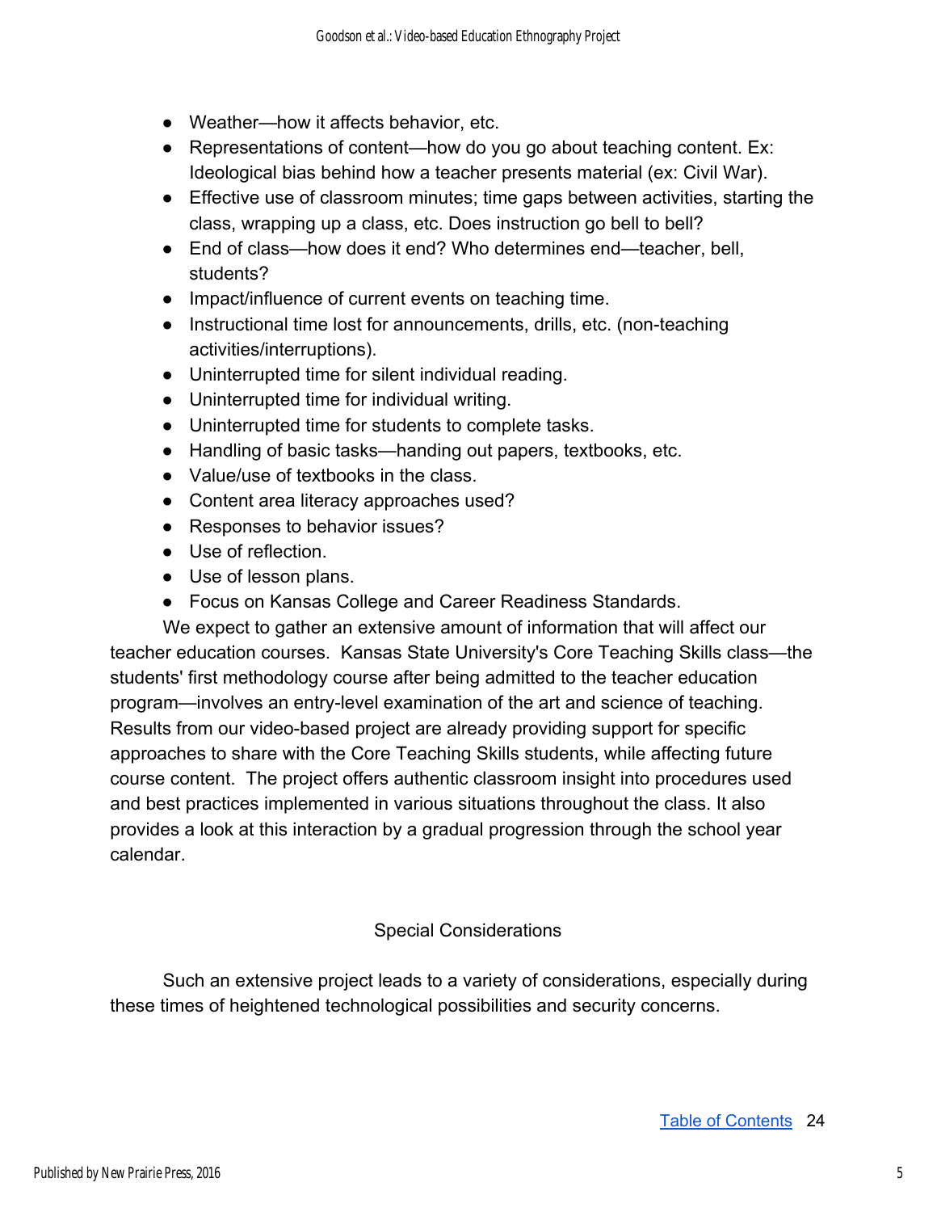- Weather—how it affects behavior, etc.
- Representations of content—how do you go about teaching content. Ex: Ideological bias behind how a teacher presents material (ex: Civil War).
- Effective use of classroom minutes; time gaps between activities, starting the class, wrapping up a class, etc. Does instruction go bell to bell?
- End of class—how does it end? Who determines end—teacher, bell, students?
- Impact/influence of current events on teaching time.
- Instructional time lost for announcements, drills, etc. (non-teaching activities/interruptions).
- Uninterrupted time for silent individual reading.
- Uninterrupted time for individual writing.
- Uninterrupted time for students to complete tasks.
- Handling of basic tasks—handing out papers, textbooks, etc.
- Value/use of textbooks in the class.
- Content area literacy approaches used?
- Responses to behavior issues?
- Use of reflection.
- Use of lesson plans.
- Focus on Kansas College and Career Readiness Standards.

We expect to gather an extensive amount of information that will affect our teacher education courses. Kansas State University's Core Teaching Skills class—the students' first methodology course after being admitted to the teacher education program—involves an entry-level examination of the art and science of teaching. Results from our video-based project are already providing support for specific approaches to share with the Core Teaching Skills students, while affecting future course content. The project offers authentic classroom insight into procedures used and best practices implemented in various situations throughout the class. It also provides a look at this interaction by a gradual progression through the school year calendar.

## Special Considerations

Such an extensive project leads to a variety of considerations, especially during these times of heightened technological possibilities and security concerns.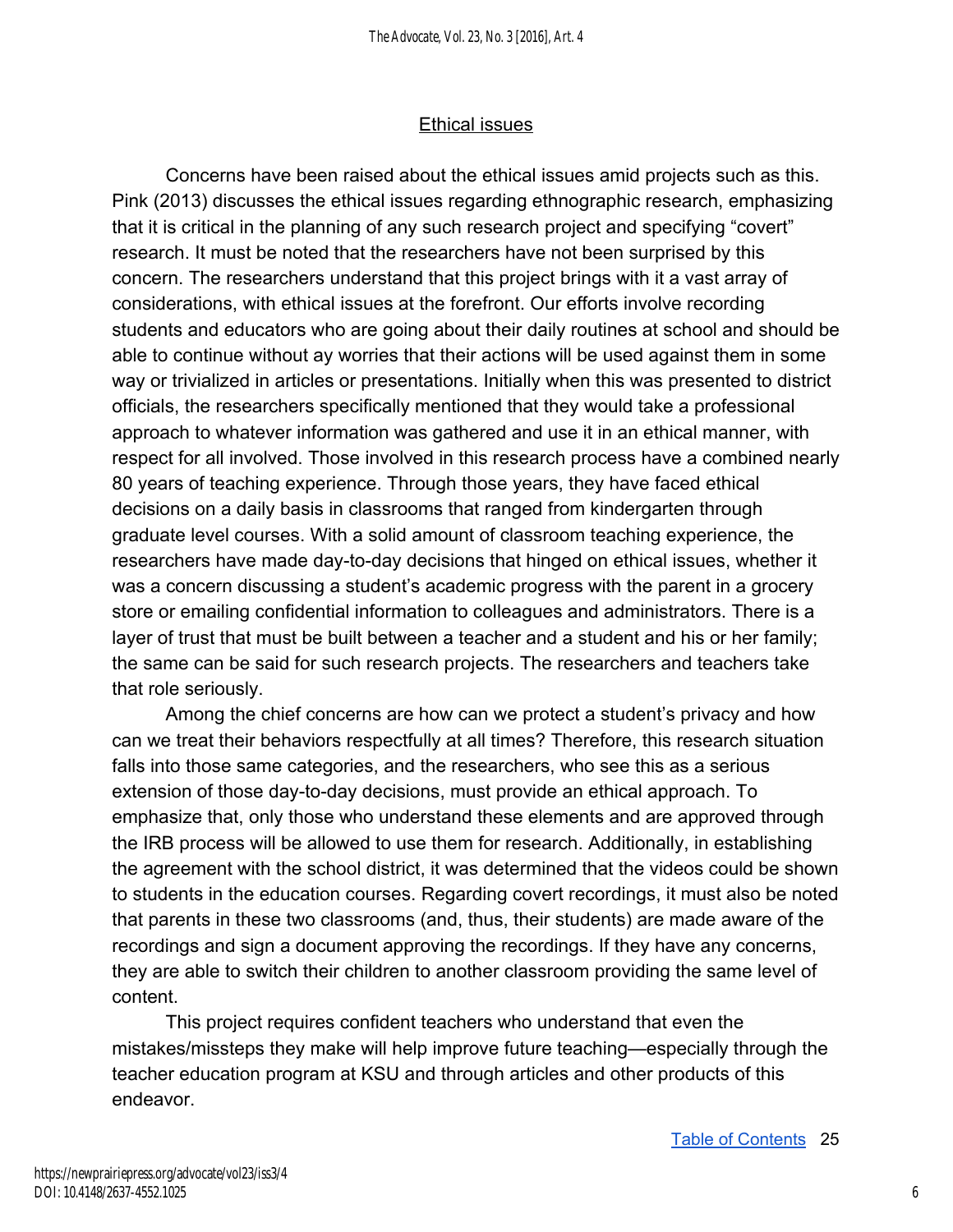## Ethical issues

Concerns have been raised about the ethical issues amid projects such as this. Pink (2013) discusses the ethical issues regarding ethnographic research, emphasizing that it is critical in the planning of any such research project and specifying "covert" research. It must be noted that the researchers have not been surprised by this concern. The researchers understand that this project brings with it a vast array of considerations, with ethical issues at the forefront. Our efforts involve recording students and educators who are going about their daily routines at school and should be able to continue without ay worries that their actions will be used against them in some way or trivialized in articles or presentations. Initially when this was presented to district officials, the researchers specifically mentioned that they would take a professional approach to whatever information was gathered and use it in an ethical manner, with respect for all involved. Those involved in this research process have a combined nearly 80 years of teaching experience. Through those years, they have faced ethical decisions on a daily basis in classrooms that ranged from kindergarten through graduate level courses. With a solid amount of classroom teaching experience, the researchers have made day-to-day decisions that hinged on ethical issues, whether it was a concern discussing a student's academic progress with the parent in a grocery store or emailing confidential information to colleagues and administrators. There is a layer of trust that must be built between a teacher and a student and his or her family; the same can be said for such research projects. The researchers and teachers take that role seriously.

Among the chief concerns are how can we protect a student's privacy and how can we treat their behaviors respectfully at all times? Therefore, this research situation falls into those same categories, and the researchers, who see this as a serious extension of those day-to-day decisions, must provide an ethical approach. To emphasize that, only those who understand these elements and are approved through the IRB process will be allowed to use them for research. Additionally, in establishing the agreement with the school district, it was determined that the videos could be shown to students in the education courses. Regarding covert recordings, it must also be noted that parents in these two classrooms (and, thus, their students) are made aware of the recordings and sign a document approving the recordings. If they have any concerns, they are able to switch their children to another classroom providing the same level of content.

This project requires confident teachers who understand that even the mistakes/missteps they make will help improve future teaching—especially through the teacher education program at KSU and through articles and other products of this endeavor.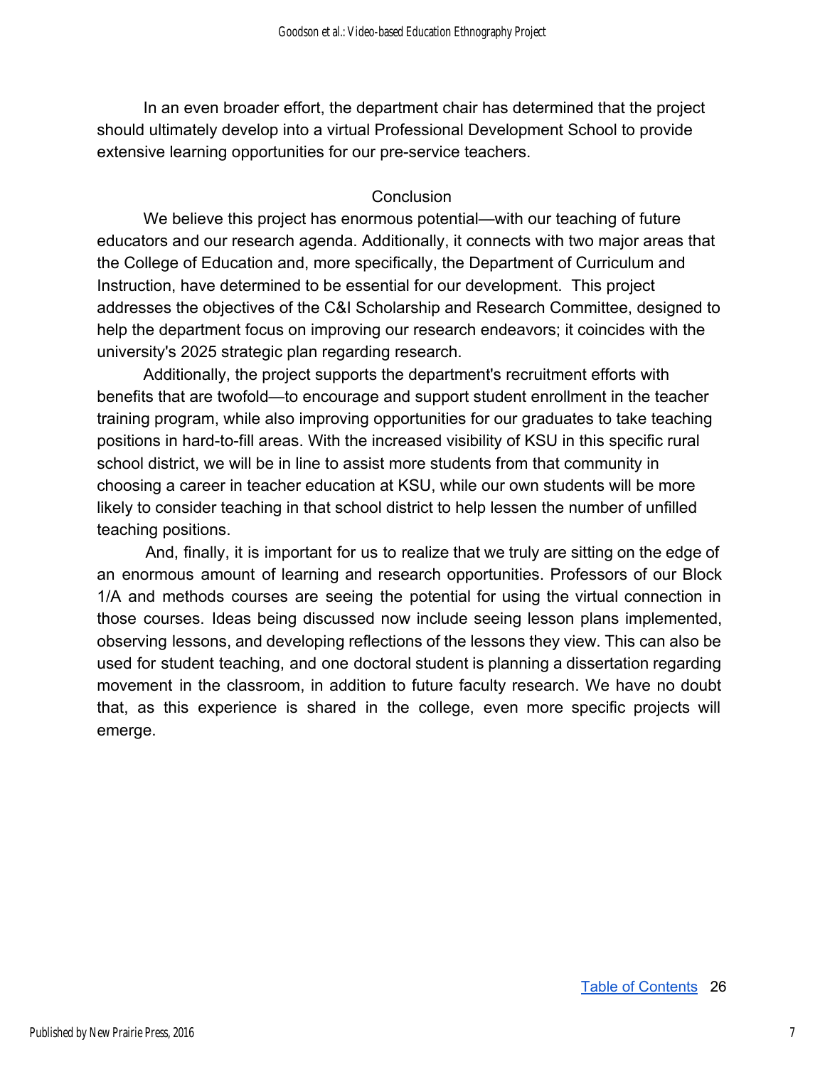In an even broader effort, the department chair has determined that the project should ultimately develop into a virtual Professional Development School to provide extensive learning opportunities for our pre-service teachers.

## Conclusion

We believe this project has enormous potential—with our teaching of future educators and our research agenda. Additionally, it connects with two major areas that the College of Education and, more specifically, the Department of Curriculum and Instruction, have determined to be essential for our development. This project addresses the objectives of the C&I Scholarship and Research Committee, designed to help the department focus on improving our research endeavors; it coincides with the university's 2025 strategic plan regarding research.

Additionally, the project supports the department's recruitment efforts with benefits that are twofold—to encourage and support student enrollment in the teacher training program, while also improving opportunities for our graduates to take teaching positions in hard-to-fill areas. With the increased visibility of KSU in this specific rural school district, we will be in line to assist more students from that community in choosing a career in teacher education at KSU, while our own students will be more likely to consider teaching in that school district to help lessen the number of unfilled teaching positions.

And, finally, it is important for us to realize that we truly are sitting on the edge of an enormous amount of learning and research opportunities. Professors of our Block 1/A and methods courses are seeing the potential for using the virtual connection in those courses. Ideas being discussed now include seeing lesson plans implemented, observing lessons, and developing reflections of the lessons they view. This can also be used for student teaching, and one doctoral student is planning a dissertation regarding movement in the classroom, in addition to future faculty research. We have no doubt that, as this experience is shared in the college, even more specific projects will emerge.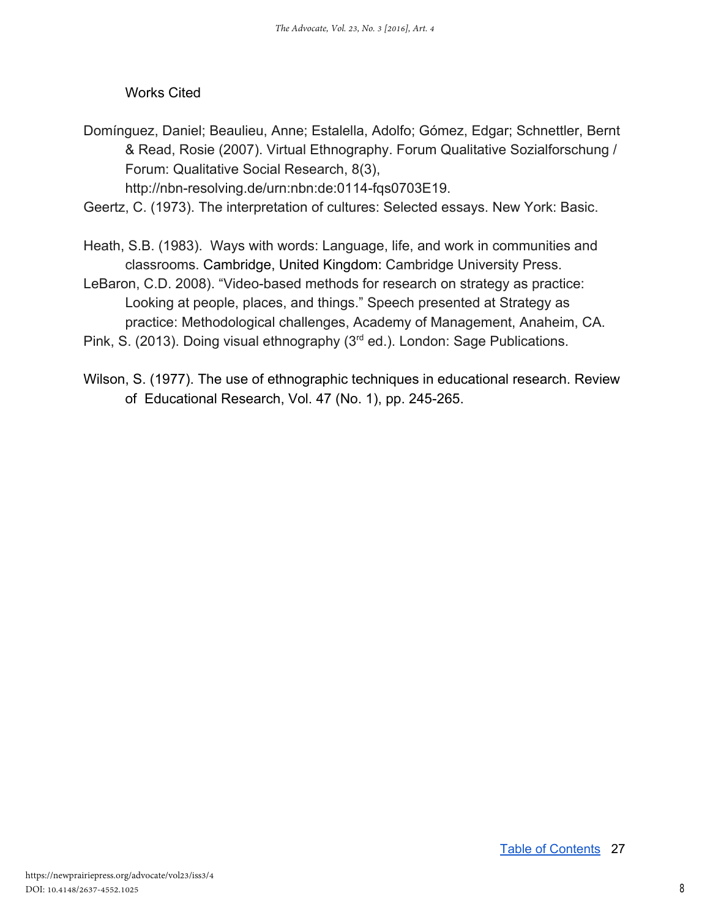## Works Cited

Domínguez, Daniel; Beaulieu, Anne; Estalella, Adolfo; Gómez, Edgar; Schnettler, Bernt & Read, Rosie (2007). Virtual Ethnography. Forum Qualitative Sozialforschung / Forum: Qualitative Social Research, 8(3), http://nbn-resolving.de/urn:nbn:de:0114-fqs0703E19.

Geertz, C. (1973). The interpretation of cultures: Selected essays. New York: Basic.

Heath, S.B. (1983). Ways with words: Language, life, and work in communities and classrooms. Cambridge, United Kingdom: Cambridge University Press.

LeBaron, C.D. 2008). "Video-based methods for research on strategy as practice: Looking at people, places, and things." Speech presented at Strategy as practice: Methodological challenges, Academy of Management, Anaheim, CA.

Pink, S. (2013). Doing visual ethnography (3rd ed.). London: Sage Publications.

Wilson, S. (1977). The use of ethnographic techniques in educational research. Review of Educational Research, Vol. 47 (No. 1), pp. 245-265.